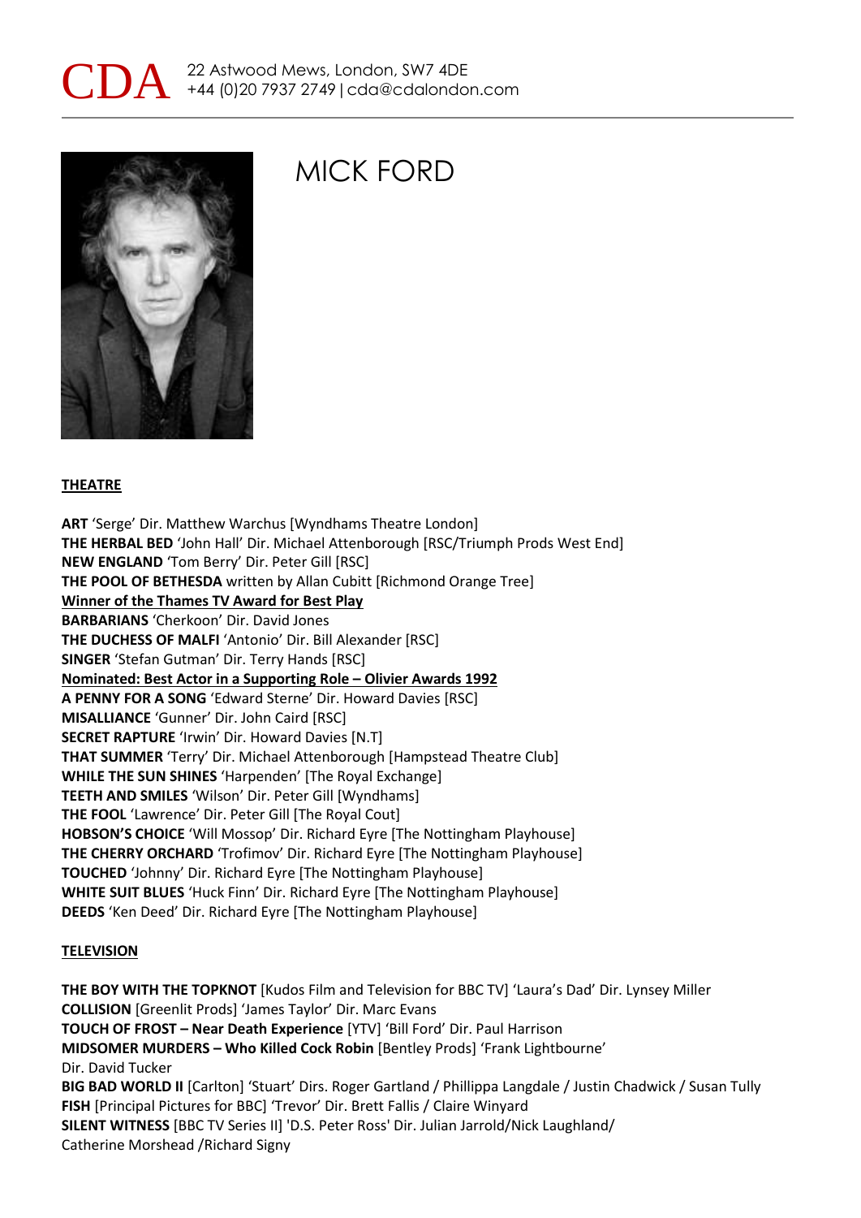CDA 22 Astwood Mews, London, SW7 4DE
+44 (0)20 7937 2749 | cda@cdalondon.com

# MICK FORD

## THEATRE

**ART** 'Serge' Dir. Matthew Warchus [Wyndhams Theatre London]
**THE HERBAL BED** 'John Hall' Dir. Michael Attenborough [RSC/Triumph Prods West End]
**NEW ENGLAND** 'Tom Berry' Dir. Peter Gill [RSC]
**THE POOL OF BETHESDA** written by Allan Cubitt [Richmond Orange Tree]
**Winner of the Thames TV Award for Best Play**
**BARBARIANS** 'Cherkoon' Dir. David Jones
**THE DUCHESS OF MALFI** 'Antonio' Dir. Bill Alexander [RSC]
**SINGER** 'Stefan Gutman' Dir. Terry Hands [RSC]
**Nominated: Best Actor in a Supporting Role – Olivier Awards 1992**
**A PENNY FOR A SONG** 'Edward Sterne' Dir. Howard Davies [RSC]
**MISALLIANCE** 'Gunner' Dir. John Caird [RSC]
**SECRET RAPTURE** 'Irwin' Dir. Howard Davies [N.T]
**THAT SUMMER** 'Terry' Dir. Michael Attenborough [Hampstead Theatre Club]
**WHILE THE SUN SHINES** 'Harpenden' [The Royal Exchange]
**TEETH AND SMILES** 'Wilson' Dir. Peter Gill [Wyndhams]
**THE FOOL** 'Lawrence' Dir. Peter Gill [The Royal Cout]
**HOBSON'S CHOICE** 'Will Mossop' Dir. Richard Eyre [The Nottingham Playhouse]
**THE CHERRY ORCHARD** 'Trofimov' Dir. Richard Eyre [The Nottingham Playhouse]
**TOUCHED** 'Johnny' Dir. Richard Eyre [The Nottingham Playhouse]
**WHITE SUIT BLUES** 'Huck Finn' Dir. Richard Eyre [The Nottingham Playhouse]
**DEEDS** 'Ken Deed' Dir. Richard Eyre [The Nottingham Playhouse]

## TELEVISION

**THE BOY WITH THE TOPKNOT** [Kudos Film and Television for BBC TV] 'Laura's Dad' Dir. Lynsey Miller
**COLLISION** [Greenlit Prods] 'James Taylor' Dir. Marc Evans
**TOUCH OF FROST – Near Death Experience** [YTV] 'Bill Ford' Dir. Paul Harrison
**MIDSOMER MURDERS – Who Killed Cock Robin** [Bentley Prods] 'Frank Lightbourne' Dir. David Tucker
**BIG BAD WORLD II** [Carlton] 'Stuart' Dirs. Roger Gartland / Phillippa Langdale / Justin Chadwick / Susan Tully
**FISH** [Principal Pictures for BBC] 'Trevor' Dir. Brett Fallis / Claire Winyard
**SILENT WITNESS** [BBC TV Series II] 'D.S. Peter Ross' Dir. Julian Jarrold/Nick Laughland/ Catherine Morshead /Richard Signy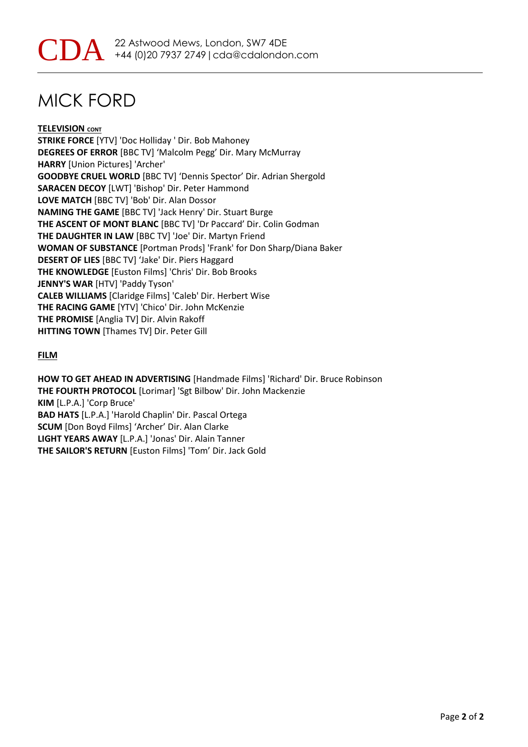# MICK FORD

**TELEVISION** CONT

**STRIKE FORCE** [YTV] 'Doc Holliday ' Dir. Bob Mahoney
**DEGREES OF ERROR** [BBC TV] 'Malcolm Pegg' Dir. Mary McMurray
**HARRY** [Union Pictures] 'Archer'
**GOODBYE CRUEL WORLD** [BBC TV] 'Dennis Spector' Dir. Adrian Shergold
**SARACEN DECOY** [LWT] 'Bishop' Dir. Peter Hammond
**LOVE MATCH** [BBC TV] 'Bob' Dir. Alan Dossor
**NAMING THE GAME** [BBC TV] 'Jack Henry' Dir. Stuart Burge
**THE ASCENT OF MONT BLANC** [BBC TV] 'Dr Paccard' Dir. Colin Godman
**THE DAUGHTER IN LAW** [BBC TV] 'Joe' Dir. Martyn Friend
**WOMAN OF SUBSTANCE** [Portman Prods] 'Frank' for Don Sharp/Diana Baker
**DESERT OF LIES** [BBC TV] 'Jake' Dir. Piers Haggard
**THE KNOWLEDGE** [Euston Films] 'Chris' Dir. Bob Brooks
**JENNY'S WAR** [HTV] 'Paddy Tyson'
**CALEB WILLIAMS** [Claridge Films] 'Caleb' Dir. Herbert Wise
**THE RACING GAME** [YTV] 'Chico' Dir. John McKenzie
**THE PROMISE** [Anglia TV] Dir. Alvin Rakoff
**HITTING TOWN** [Thames TV] Dir. Peter Gill

**FILM**

**HOW TO GET AHEAD IN ADVERTISING** [Handmade Films] 'Richard' Dir. Bruce Robinson
**THE FOURTH PROTOCOL** [Lorimar] 'Sgt Bilbow' Dir. John Mackenzie
**KIM** [L.P.A.] 'Corp Bruce'
**BAD HATS** [L.P.A.] 'Harold Chaplin' Dir. Pascal Ortega
**SCUM** [Don Boyd Films] 'Archer' Dir. Alan Clarke
**LIGHT YEARS AWAY** [L.P.A.] 'Jonas' Dir. Alain Tanner
**THE SAILOR'S RETURN** [Euston Films] 'Tom' Dir. Jack Gold